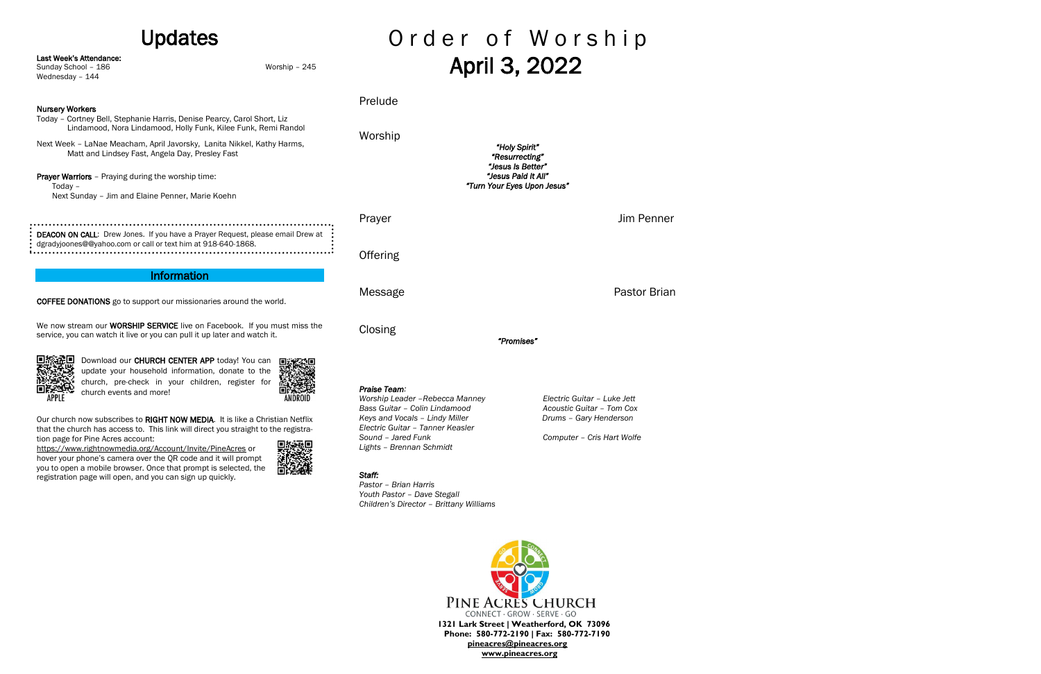# Updates

**Last Week's Attendance:**
Sunday School – 186
Worship – 245
Wednesday – 144

**Nursery Workers**

Today – Cortney Bell, Stephanie Harris, Denise Pearcy, Carol Short, Liz Lindamood, Nora Lindamood, Holly Funk, Kilee Funk, Remi Randol

Next Week – LaNae Meacham, April Javorsky, Lanita Nikkel, Kathy Harms, Matt and Lindsey Fast, Angela Day, Presley Fast

**Prayer Warriors** – Praying during the worship time:
Today –
Next Sunday – Jim and Elaine Penner, Marie Koehn

**DEACON ON CALL**: Drew Jones. If you have a Prayer Request, please email Drew at dgradyjoones@@yahoo.com or call or text him at 918-640-1868.

## Information

**COFFEE DONATIONS** go to support our missionaries around the world.

We now stream our **WORSHIP SERVICE** live on Facebook. If you must miss the service, you can watch it live or you can pull it up later and watch it.

APPLE

Download our **CHURCH CENTER APP** today! You can update your household information, donate to the church, pre-check in your children, register for church events and more!

ANDROID

Our church now subscribes to **RIGHT NOW MEDIA**. It is like a Christian Netflix that the church has access to. This link will direct you straight to the registration page for Pine Acres account: https://www.rightnowmedia.org/Account/Invite/PineAcres or hover your phone's camera over the QR code and it will prompt you to open a mobile browser. Once that prompt is selected, the registration page will open, and you can sign up quickly.

# Order of Worship
## April 3, 2022

Prelude

Worship

*"Holy Spirit"*
*"Resurrecting"*
*"Jesus Is Better"*
*"Jesus Paid It All"*
*"Turn Your Eyes Upon Jesus"*

Prayer — Jim Penner

Offering

Message — Pastor Brian

Closing

*"Promises"*

***Praise Team:***
*Worship Leader –Rebecca Manney*
*Bass Guitar – Colin Lindamood*
*Keys and Vocals – Lindy Miller*
*Electric Guitar – Tanner Keasler*
*Sound – Jared Funk*
*Lights – Brennan Schmidt*
*Electric Guitar – Luke Jett*
*Acoustic Guitar – Tom Cox*
*Drums – Gary Henderson*
*Computer – Cris Hart Wolfe*

***Staff:***
*Pastor – Brian Harris*
*Youth Pastor – Dave Stegall*
*Children's Director – Brittany Williams*

PINE ACRES CHURCH
CONNECT · GROW · SERVE · GO
**1321 Lark Street | Weatherford, OK 73096**
**Phone: 580-772-2190 | Fax: 580-772-7190**
**pineacres@pineacres.org**
**www.pineacres.org**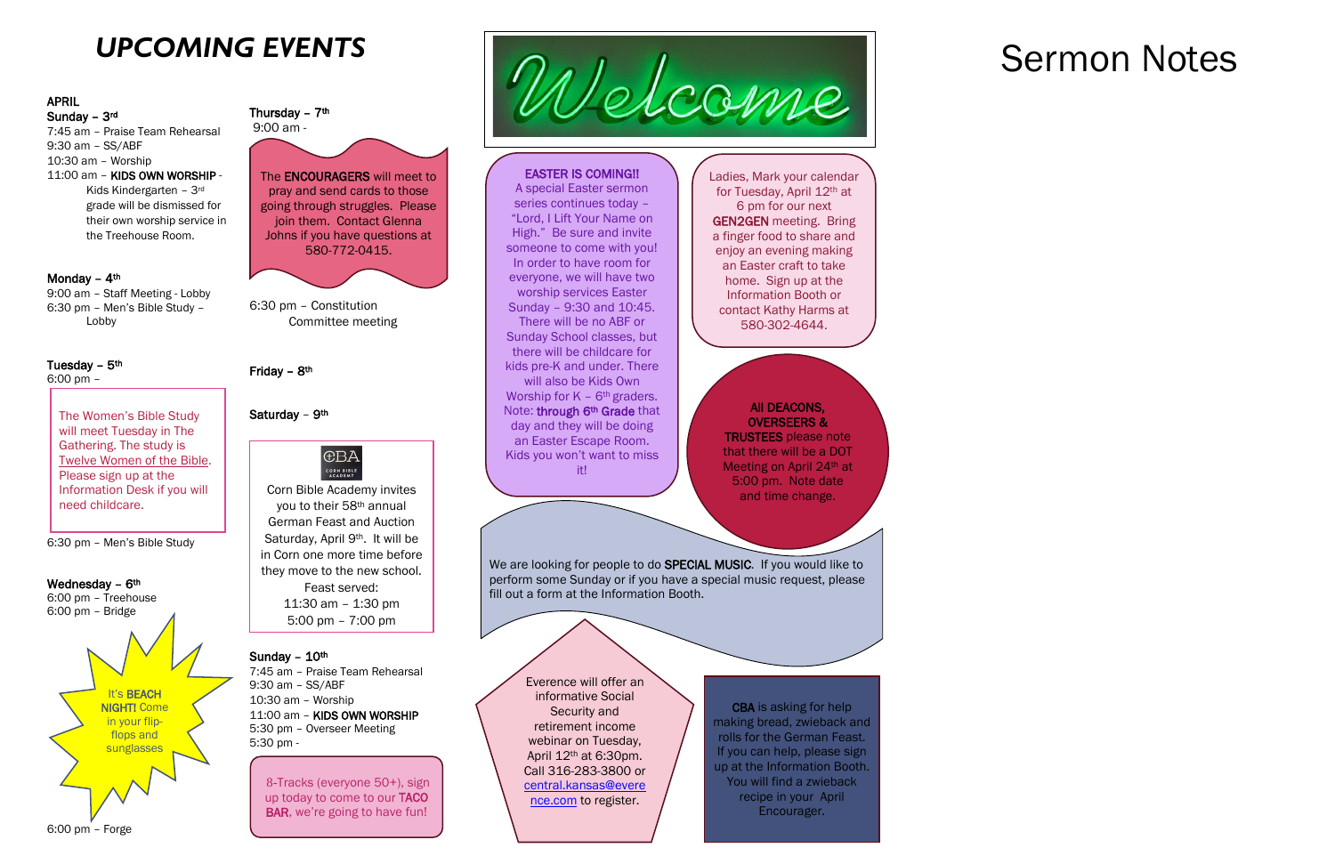# UPCOMING EVENTS

**APRIL**

**Sunday – 3rd**
7:45 am – Praise Team Rehearsal
9:30 am – SS/ABF
10:30 am – Worship
11:00 am – **KIDS OWN WORSHIP** - Kids Kindergarten – 3rd grade will be dismissed for their own worship service in the Treehouse Room.

**Monday – 4th**
9:00 am – Staff Meeting - Lobby
6:30 pm – Men's Bible Study – Lobby

**Tuesday – 5th**
6:00 pm –

The Women's Bible Study will meet Tuesday in The Gathering. The study is Twelve Women of the Bible. Please sign up at the Information Desk if you will need childcare.

6:30 pm – Men's Bible Study

**Wednesday – 6th**
6:00 pm – Treehouse
6:00 pm – Bridge

It's **BEACH NIGHT!** Come in your flip-flops and sunglasses

6:00 pm – Forge

**Thursday – 7th**
9:00 am -

The **ENCOURAGERS** will meet to pray and send cards to those going through struggles. Please join them. Contact Glenna Johns if you have questions at 580-772-0415.

6:30 pm – Constitution Committee meeting

**Friday – 8th**

**Saturday – 9th**

Corn Bible Academy invites you to their 58th annual German Feast and Auction Saturday, April 9th. It will be in Corn one more time before they move to the new school.
Feast served:
11:30 am – 1:30 pm
5:00 pm – 7:00 pm

**Sunday – 10th**
7:45 am – Praise Team Rehearsal
9:30 am – SS/ABF
10:30 am – Worship
11:00 am – **KIDS OWN WORSHIP**
5:30 pm – Overseer Meeting
5:30 pm -

8-Tracks (everyone 50+), sign up today to come to our **TACO BAR**, we're going to have fun!

# Welcome

**EASTER IS COMING!!**
A special Easter sermon series continues today – "Lord, I Lift Your Name on High." Be sure and invite someone to come with you! In order to have room for everyone, we will have two worship services Easter Sunday – 9:30 and 10:45. There will be no ABF or Sunday School classes, but there will be childcare for kids pre-K and under. There will also be Kids Own Worship for K – 6th graders. Note: **through 6th Grade** that day and they will be doing an Easter Escape Room. Kids you won't want to miss it!

Ladies, Mark your calendar for Tuesday, April 12th at 6 pm for our next **GEN2GEN** meeting. Bring a finger food to share and enjoy an evening making an Easter craft to take home. Sign up at the Information Booth or contact Kathy Harms at 580-302-4644.

**All DEACONS, OVERSEERS & TRUSTEES** please note that there will be a DOT Meeting on April 24th at 5:00 pm. Note date and time change.

We are looking for people to do **SPECIAL MUSIC**. If you would like to perform some Sunday or if you have a special music request, please fill out a form at the Information Booth.

Everence will offer an informative Social Security and retirement income webinar on Tuesday, April 12th at 6:30pm. Call 316-283-3800 or central.kansas@everence.com to register.

**CBA** is asking for help making bread, zwieback and rolls for the German Feast. If you can help, please sign up at the Information Booth. You will find a zwieback recipe in your April Encourager.

# Sermon Notes